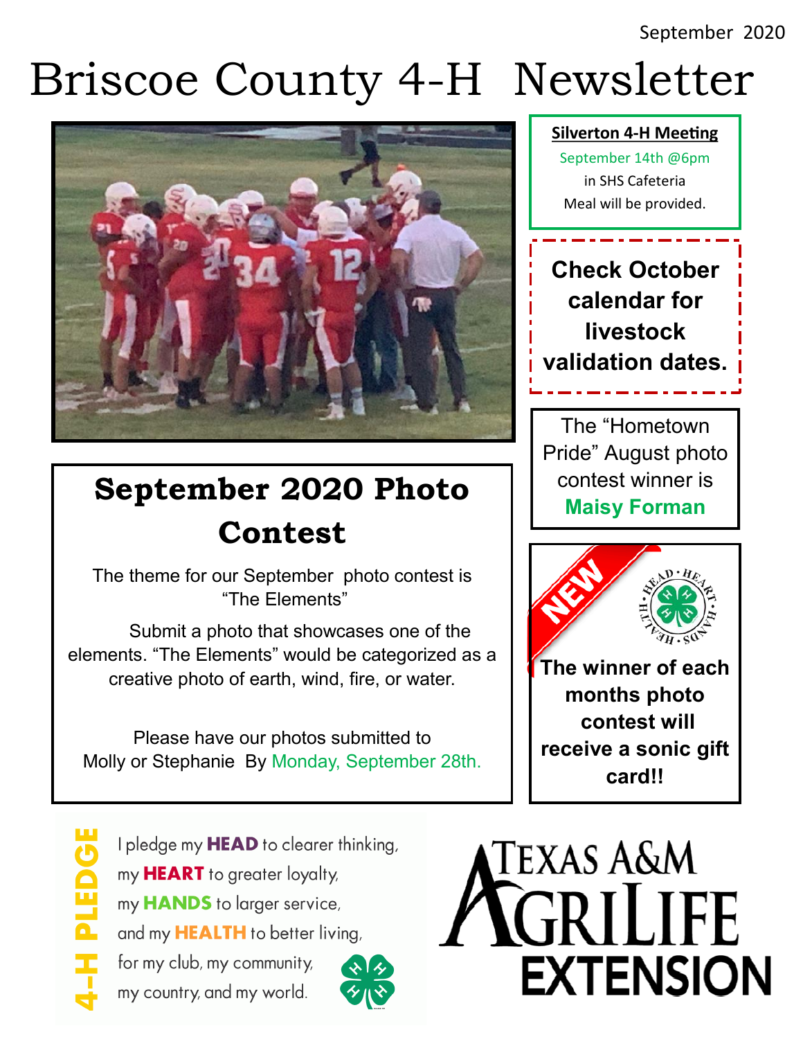September 2020

# Briscoe County 4-H Newsletter

## September 2020 Photo Contest

The theme for our September photo contest is "The Elements"

Submit a photo that showcases one of the elements. "The Elements" would be categorized as a creative photo of earth, wind, fire, or water.

Please have our photos submitted to Molly or Stephanie By Monday, September 28th.

**Silverton 4-H Meeting**

September 14th @6pm

in SHS Cafeteria

Meal will be provided.

**Check October calendar for livestock validation dates.**

The "Hometown Pride" August photo contest winner is **Maisy Forman**

NEW

**The winner of each months photo contest will receive a sonic gift card!!**

**4-H PLEDGE**

I pledge my **HEAD** to clearer thinking,
my **HEART** to greater loyalty,
my **HANDS** to larger service,
and my **HEALTH** to better living,
for my club, my community,
my country, and my world.

TEXAS A&M AGRILIFE EXTENSION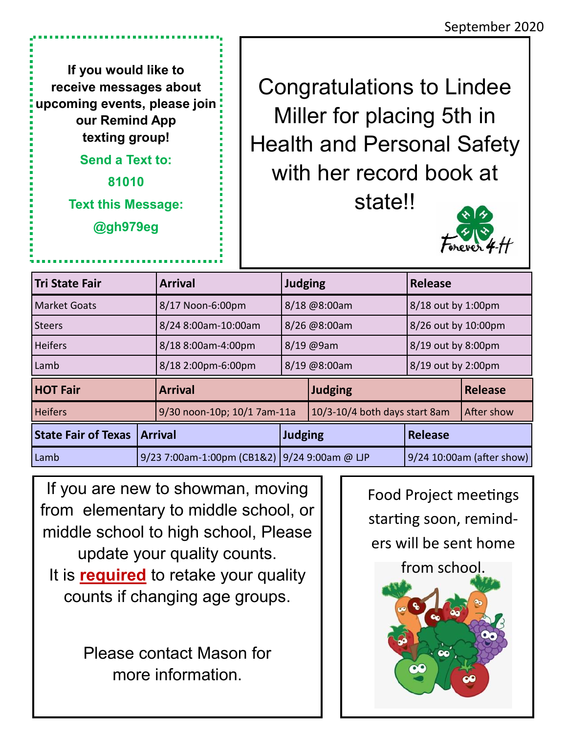September 2020

**If you would like to receive messages about upcoming events, please join our Remind App texting group!**

**Send a Text to:**

**81010**

**Text this Message:**

**@gh979eg**

Congratulations to Lindee Miller for placing 5th in Health and Personal Safety with her record book at state!!

Forever 4-H

| Tri State Fair | Arrival | Judging | Release |
|---|---|---|---|
| Market Goats | 8/17 Noon-6:00pm | 8/18 @8:00am | 8/18 out by 1:00pm |
| Steers | 8/24 8:00am-10:00am | 8/26 @8:00am | 8/26 out by 10:00pm |
| Heifers | 8/18 8:00am-4:00pm | 8/19 @9am | 8/19 out by 8:00pm |
| Lamb | 8/18 2:00pm-6:00pm | 8/19 @8:00am | 8/19 out by 2:00pm |

| HOT Fair | Arrival | Judging | Release |
|---|---|---|---|
| Heifers | 9/30 noon-10p; 10/1 7am-11a | 10/3-10/4 both days start 8am | After show |

| State Fair of Texas | Arrival | Judging | Release |
|---|---|---|---|
| Lamb | 9/23 7:00am-1:00pm (CB1&2) | 9/24 9:00am @ LJP | 9/24 10:00am (after show) |

If you are new to showman, moving from elementary to middle school, or middle school to high school, Please update your quality counts. It is **required** to retake your quality counts if changing age groups.

Please contact Mason for more information.

Food Project meetings starting soon, reminders will be sent home from school.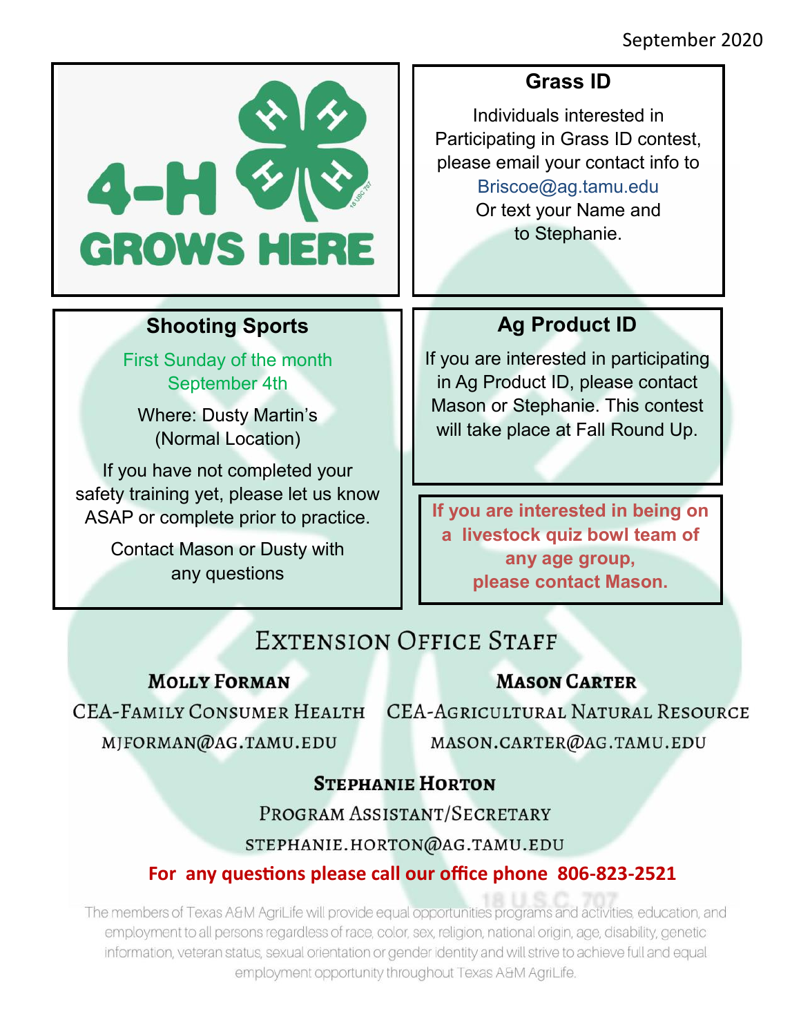September 2020

4-H GROWS HERE

## Grass ID

Individuals interested in Participating in Grass ID contest, please email your contact info to Briscoe@ag.tamu.edu Or text your Name and to Stephanie.

## Shooting Sports

First Sunday of the month
September 4th

Where: Dusty Martin's (Normal Location)

If you have not completed your safety training yet, please let us know ASAP or complete prior to practice.

Contact Mason or Dusty with any questions

## Ag Product ID

If you are interested in participating in Ag Product ID, please contact Mason or Stephanie. This contest will take place at Fall Round Up.

**If you are interested in being on a livestock quiz bowl team of any age group, please contact Mason.**

## Extension Office Staff

**Molly Forman**
CEA-Family Consumer Health
mjforman@ag.tamu.edu

**Mason Carter**
CEA-Agricultural Natural Resource
mason.carter@ag.tamu.edu

**Stephanie Horton**
Program Assistant/Secretary
stephanie.horton@ag.tamu.edu

**For any questions please call our office phone 806-823-2521**

The members of Texas A&M AgriLife will provide equal opportunities programs and activities, education, and employment to all persons regardless of race, color, sex, religion, national origin, age, disability, genetic information, veteran status, sexual orientation or gender identity and will strive to achieve full and equal employment opportunity throughout Texas A&M AgriLife.